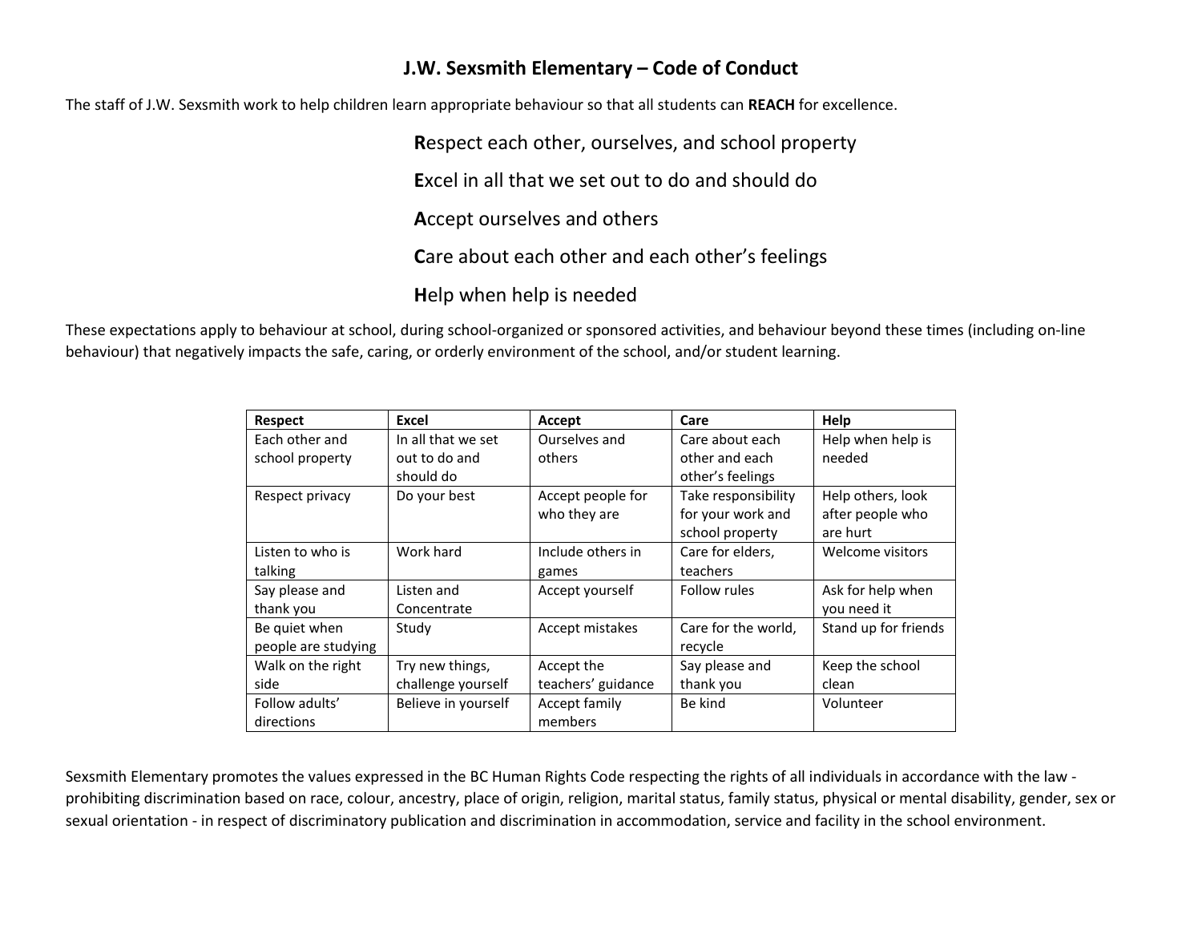# J.W. Sexsmith Elementary – Code of Conduct

The staff of J.W. Sexsmith work to help children learn appropriate behaviour so that all students can **REACH** for excellence.

**R**espect each other, ourselves, and school property

**E**xcel in all that we set out to do and should do

**A**ccept ourselves and others

**C**are about each other and each other's feelings

**H**elp when help is needed

These expectations apply to behaviour at school, during school-organized or sponsored activities, and behaviour beyond these times (including on-line behaviour) that negatively impacts the safe, caring, or orderly environment of the school, and/or student learning.

| Respect | Excel | Accept | Care | Help |
| --- | --- | --- | --- | --- |
| Each other and school property | In all that we set out to do and should do | Ourselves and others | Care about each other and each other's feelings | Help when help is needed |
| Respect privacy | Do your best | Accept people for who they are | Take responsibility for your work and school property | Help others, look after people who are hurt |
| Listen to who is talking | Work hard | Include others in games | Care for elders, teachers | Welcome visitors |
| Say please and thank you | Listen and Concentrate | Accept yourself | Follow rules | Ask for help when you need it |
| Be quiet when people are studying | Study | Accept mistakes | Care for the world, recycle | Stand up for friends |
| Walk on the right side | Try new things, challenge yourself | Accept the teachers' guidance | Say please and thank you | Keep the school clean |
| Follow adults' directions | Believe in yourself | Accept family members | Be kind | Volunteer |

Sexsmith Elementary promotes the values expressed in the BC Human Rights Code respecting the rights of all individuals in accordance with the law - prohibiting discrimination based on race, colour, ancestry, place of origin, religion, marital status, family status, physical or mental disability, gender, sex or sexual orientation - in respect of discriminatory publication and discrimination in accommodation, service and facility in the school environment.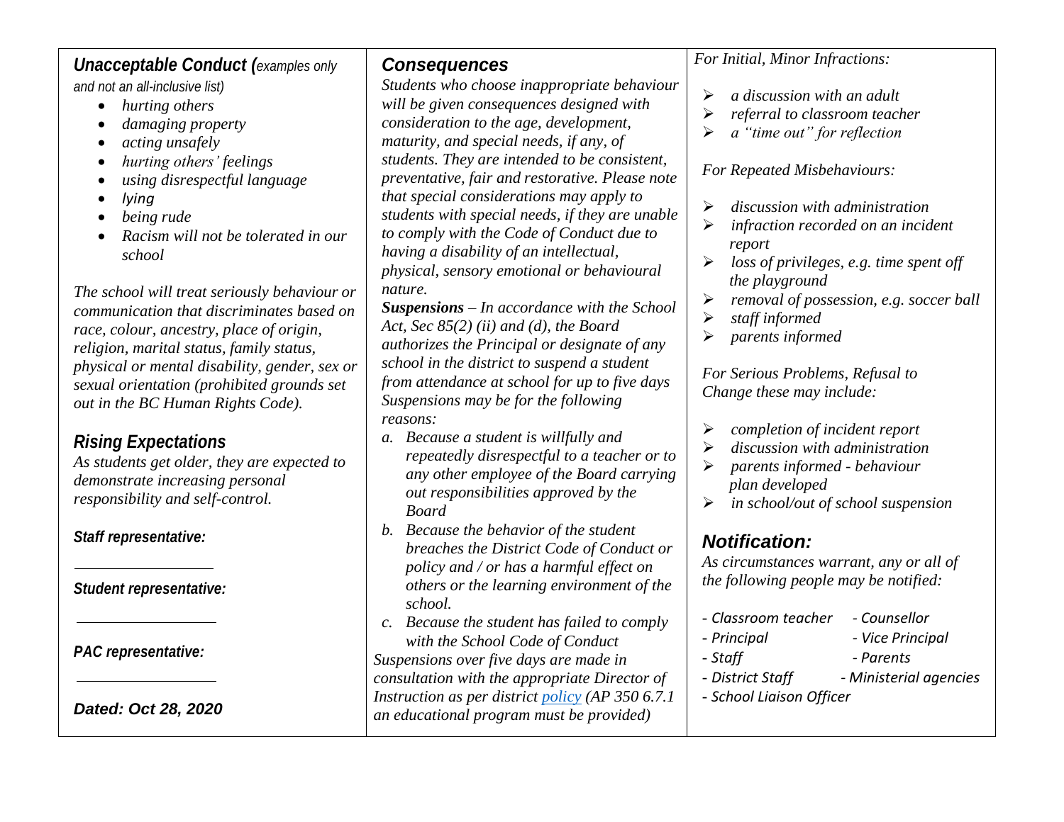### ***Unacceptable Conduct (****examples only and not an all-inclusive list)*

- *hurting others*
- *damaging property*
- *acting unsafely*
- *hurting others' feelings*
- *using disrespectful language*
- *lying*
- *being rude*
- *Racism will not be tolerated in our school*

*The school will treat seriously behaviour or communication that discriminates based on race, colour, ancestry, place of origin, religion, marital status, family status, physical or mental disability, gender, sex or sexual orientation (prohibited grounds set out in the BC Human Rights Code).*

### *Rising Expectations*

*As students get older, they are expected to demonstrate increasing personal responsibility and self-control.*

***Staff representative:***

\_\_\_\_\_\_\_\_\_\_\_\_\_\_\_\_\_\_\_\_

***Student representative:***

\_\_\_\_\_\_\_\_\_\_\_\_\_\_\_\_\_\_\_\_

***PAC representative:***

\_\_\_\_\_\_\_\_\_\_\_\_\_\_\_\_\_\_\_\_

***Dated: Oct 28, 2020***

### *Consequences*

*Students who choose inappropriate behaviour will be given consequences designed with consideration to the age, development, maturity, and special needs, if any, of students. They are intended to be consistent, preventative, fair and restorative. Please note that special considerations may apply to students with special needs, if they are unable to comply with the Code of Conduct due to having a disability of an intellectual, physical, sensory emotional or behavioural nature.*

***Suspensions** – In accordance with the School Act, Sec 85(2) (ii) and (d), the Board authorizes the Principal or designate of any school in the district to suspend a student from attendance at school for up to five days Suspensions may be for the following reasons:*

a. *Because a student is willfully and repeatedly disrespectful to a teacher or to any other employee of the Board carrying out responsibilities approved by the Board*
b. *Because the behavior of the student breaches the District Code of Conduct or policy and / or has a harmful effect on others or the learning environment of the school.*
c. *Because the student has failed to comply with the School Code of Conduct*

*Suspensions over five days are made in consultation with the appropriate Director of Instruction as per district [policy](policy) (AP 350 6.7.1 an educational program must be provided)*

*For Initial, Minor Infractions:*

- *a discussion with an adult*
- *referral to classroom teacher*
- *a "time out" for reflection*

*For Repeated Misbehaviours:*

- *discussion with administration*
- *infraction recorded on an incident report*
- *loss of privileges, e.g. time spent off the playground*
- *removal of possession, e.g. soccer ball*
- *staff informed*
- *parents informed*

*For Serious Problems, Refusal to Change these may include:*

- *completion of incident report*
- *discussion with administration*
- *parents informed - behaviour plan developed*
- *in school/out of school suspension*

### *Notification:*

*As circumstances warrant, any or all of the following people may be notified:*

- *Classroom teacher*
- *Counsellor*
- *Principal*
- *Vice Principal*
- *Staff*
- *Parents*
- *District Staff*
- *Ministerial agencies*
- *School Liaison Officer*